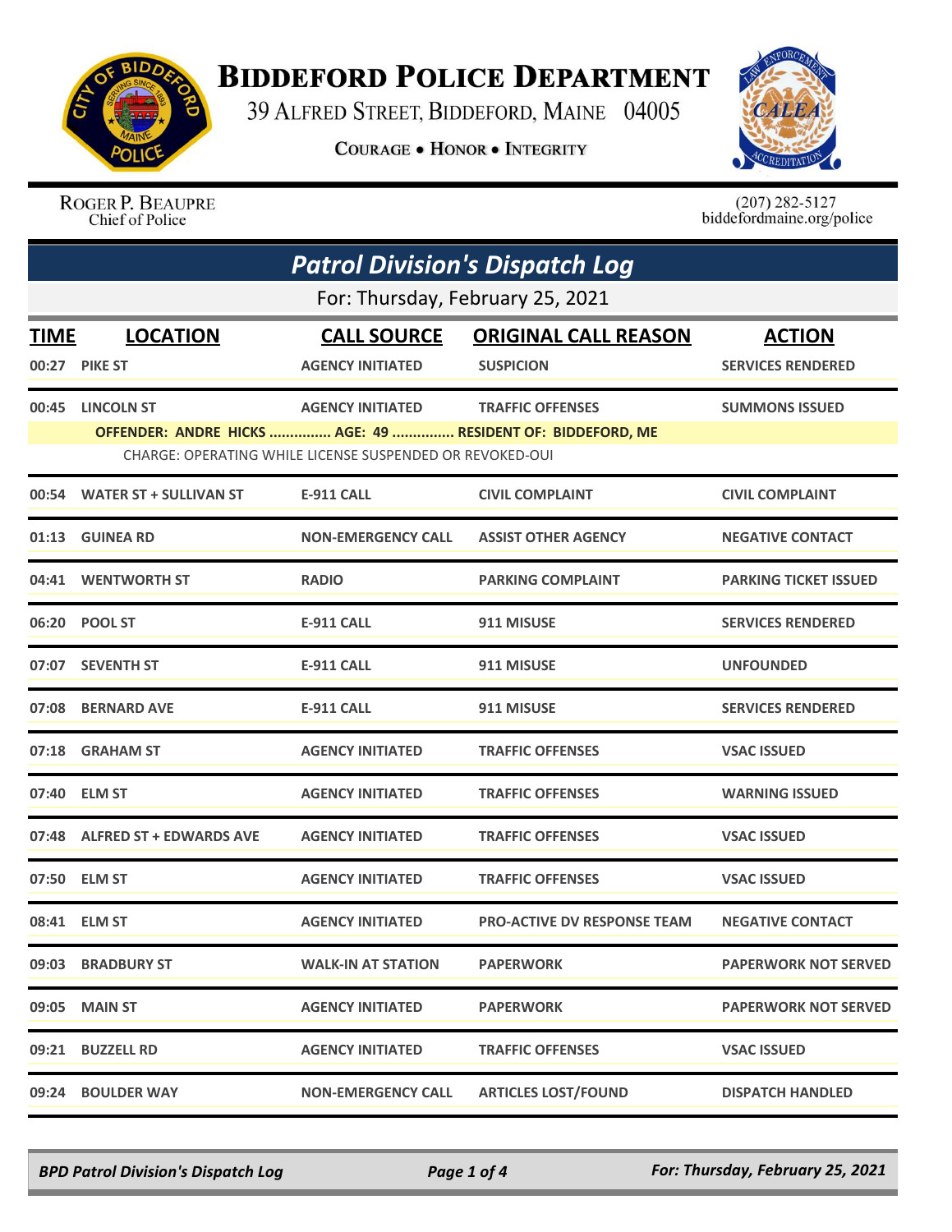# Biddeford Police Department

39 Alfred Street, Biddeford, Maine 04005

**Courage • Honor • Integrity**

Roger P. Beaupre
Chief of Police

(207) 282-5127
biddefordmaine.org/police

## *Patrol Division's Dispatch Log*

For: Thursday, February 25, 2021

| TIME | LOCATION | CALL SOURCE | ORIGINAL CALL REASON | ACTION |
|---|---|---|---|---|
| 00:27 | PIKE ST | AGENCY INITIATED | SUSPICION | SERVICES RENDERED |
| 00:45 | LINCOLN ST | AGENCY INITIATED | TRAFFIC OFFENSES | SUMMONS ISSUED |
| | OFFENDER: ANDRE HICKS ............... AGE: 49 ............... RESIDENT OF: BIDDEFORD, ME<br>CHARGE: OPERATING WHILE LICENSE SUSPENDED OR REVOKED-OUI | | | |
| 00:54 | WATER ST + SULLIVAN ST | E-911 CALL | CIVIL COMPLAINT | CIVIL COMPLAINT |
| 01:13 | GUINEA RD | NON-EMERGENCY CALL | ASSIST OTHER AGENCY | NEGATIVE CONTACT |
| 04:41 | WENTWORTH ST | RADIO | PARKING COMPLAINT | PARKING TICKET ISSUED |
| 06:20 | POOL ST | E-911 CALL | 911 MISUSE | SERVICES RENDERED |
| 07:07 | SEVENTH ST | E-911 CALL | 911 MISUSE | UNFOUNDED |
| 07:08 | BERNARD AVE | E-911 CALL | 911 MISUSE | SERVICES RENDERED |
| 07:18 | GRAHAM ST | AGENCY INITIATED | TRAFFIC OFFENSES | VSAC ISSUED |
| 07:40 | ELM ST | AGENCY INITIATED | TRAFFIC OFFENSES | WARNING ISSUED |
| 07:48 | ALFRED ST + EDWARDS AVE | AGENCY INITIATED | TRAFFIC OFFENSES | VSAC ISSUED |
| 07:50 | ELM ST | AGENCY INITIATED | TRAFFIC OFFENSES | VSAC ISSUED |
| 08:41 | ELM ST | AGENCY INITIATED | PRO-ACTIVE DV RESPONSE TEAM | NEGATIVE CONTACT |
| 09:03 | BRADBURY ST | WALK-IN AT STATION | PAPERWORK | PAPERWORK NOT SERVED |
| 09:05 | MAIN ST | AGENCY INITIATED | PAPERWORK | PAPERWORK NOT SERVED |
| 09:21 | BUZZELL RD | AGENCY INITIATED | TRAFFIC OFFENSES | VSAC ISSUED |
| 09:24 | BOULDER WAY | NON-EMERGENCY CALL | ARTICLES LOST/FOUND | DISPATCH HANDLED |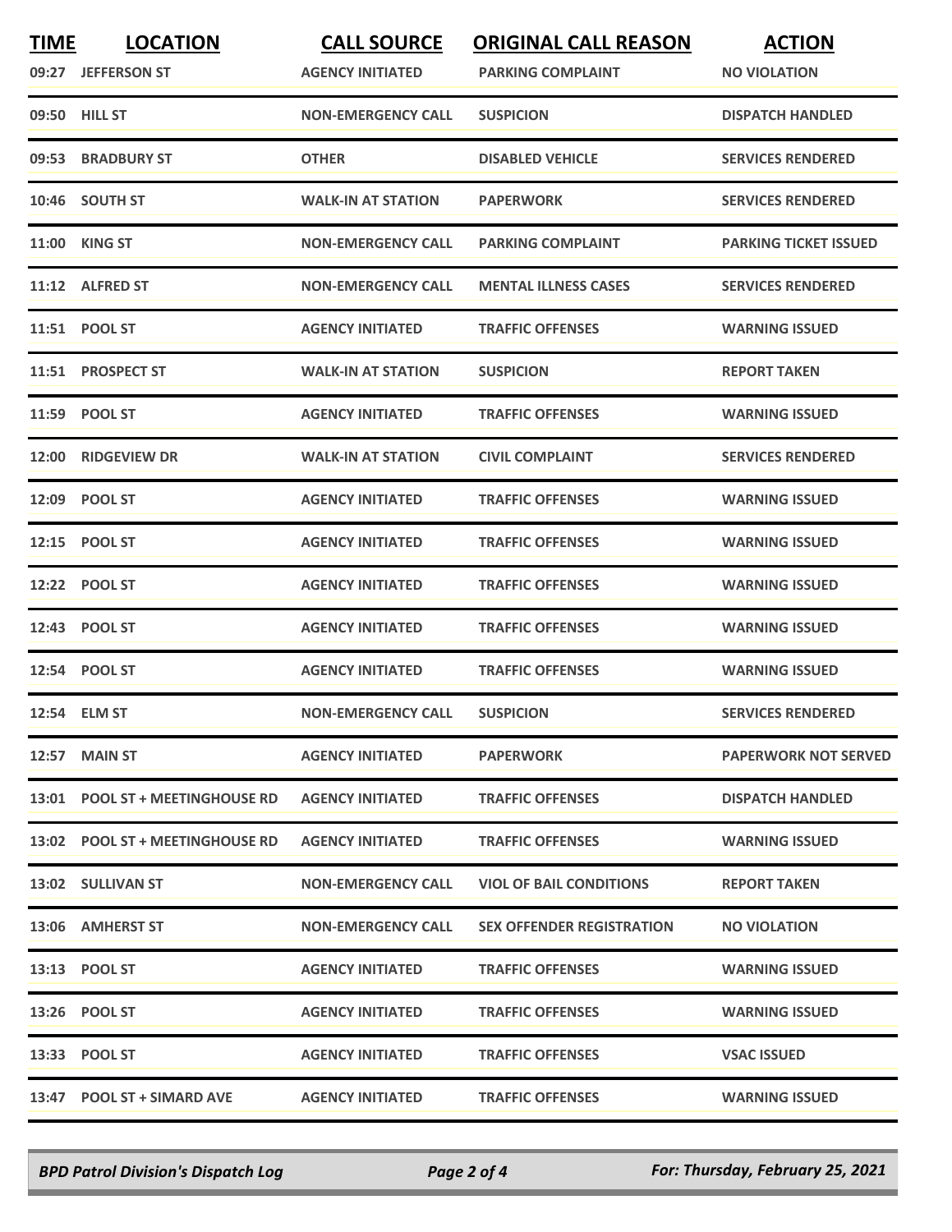| TIME | LOCATION | CALL SOURCE | ORIGINAL CALL REASON | ACTION |
|---|---|---|---|---|
| 09:27 | JEFFERSON ST | AGENCY INITIATED | PARKING COMPLAINT | NO VIOLATION |
| 09:50 | HILL ST | NON-EMERGENCY CALL | SUSPICION | DISPATCH HANDLED |
| 09:53 | BRADBURY ST | OTHER | DISABLED VEHICLE | SERVICES RENDERED |
| 10:46 | SOUTH ST | WALK-IN AT STATION | PAPERWORK | SERVICES RENDERED |
| 11:00 | KING ST | NON-EMERGENCY CALL | PARKING COMPLAINT | PARKING TICKET ISSUED |
| 11:12 | ALFRED ST | NON-EMERGENCY CALL | MENTAL ILLNESS CASES | SERVICES RENDERED |
| 11:51 | POOL ST | AGENCY INITIATED | TRAFFIC OFFENSES | WARNING ISSUED |
| 11:51 | PROSPECT ST | WALK-IN AT STATION | SUSPICION | REPORT TAKEN |
| 11:59 | POOL ST | AGENCY INITIATED | TRAFFIC OFFENSES | WARNING ISSUED |
| 12:00 | RIDGEVIEW DR | WALK-IN AT STATION | CIVIL COMPLAINT | SERVICES RENDERED |
| 12:09 | POOL ST | AGENCY INITIATED | TRAFFIC OFFENSES | WARNING ISSUED |
| 12:15 | POOL ST | AGENCY INITIATED | TRAFFIC OFFENSES | WARNING ISSUED |
| 12:22 | POOL ST | AGENCY INITIATED | TRAFFIC OFFENSES | WARNING ISSUED |
| 12:43 | POOL ST | AGENCY INITIATED | TRAFFIC OFFENSES | WARNING ISSUED |
| 12:54 | POOL ST | AGENCY INITIATED | TRAFFIC OFFENSES | WARNING ISSUED |
| 12:54 | ELM ST | NON-EMERGENCY CALL | SUSPICION | SERVICES RENDERED |
| 12:57 | MAIN ST | AGENCY INITIATED | PAPERWORK | PAPERWORK NOT SERVED |
| 13:01 | POOL ST + MEETINGHOUSE RD | AGENCY INITIATED | TRAFFIC OFFENSES | DISPATCH HANDLED |
| 13:02 | POOL ST + MEETINGHOUSE RD | AGENCY INITIATED | TRAFFIC OFFENSES | WARNING ISSUED |
| 13:02 | SULLIVAN ST | NON-EMERGENCY CALL | VIOL OF BAIL CONDITIONS | REPORT TAKEN |
| 13:06 | AMHERST ST | NON-EMERGENCY CALL | SEX OFFENDER REGISTRATION | NO VIOLATION |
| 13:13 | POOL ST | AGENCY INITIATED | TRAFFIC OFFENSES | WARNING ISSUED |
| 13:26 | POOL ST | AGENCY INITIATED | TRAFFIC OFFENSES | WARNING ISSUED |
| 13:33 | POOL ST | AGENCY INITIATED | TRAFFIC OFFENSES | VSAC ISSUED |
| 13:47 | POOL ST + SIMARD AVE | AGENCY INITIATED | TRAFFIC OFFENSES | WARNING ISSUED |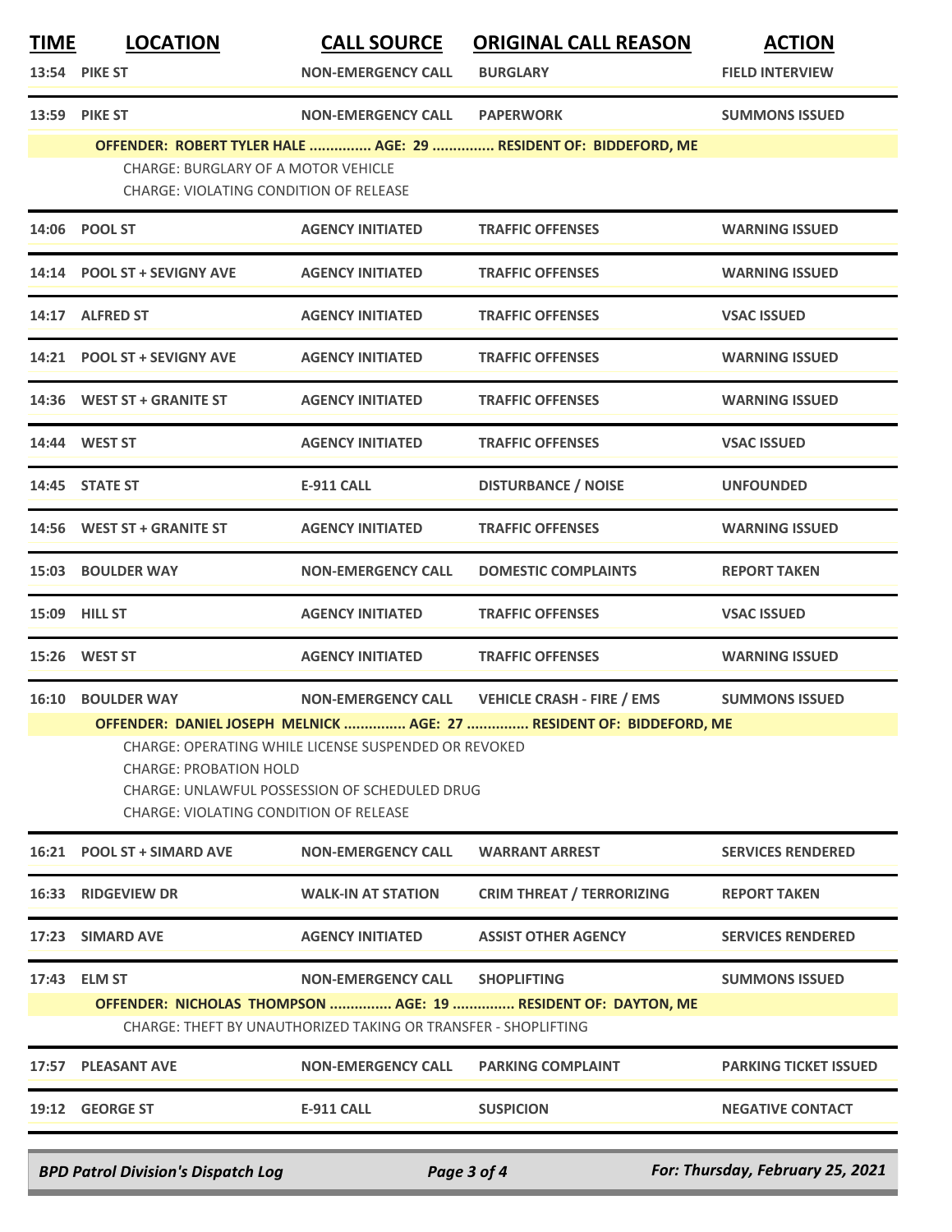| TIME | LOCATION | CALL SOURCE | ORIGINAL CALL REASON | ACTION |
|---|---|---|---|---|
| 13:54 | PIKE ST | NON-EMERGENCY CALL | BURGLARY | FIELD INTERVIEW |
| 13:59 | PIKE ST | NON-EMERGENCY CALL | PAPERWORK | SUMMONS ISSUED |
| | **OFFENDER: ROBERT TYLER HALE ............... AGE: 29 ............... RESIDENT OF: BIDDEFORD, ME** | | | |
| | CHARGE: BURGLARY OF A MOTOR VEHICLE | | | |
| | CHARGE: VIOLATING CONDITION OF RELEASE | | | |
| 14:06 | POOL ST | AGENCY INITIATED | TRAFFIC OFFENSES | WARNING ISSUED |
| 14:14 | POOL ST + SEVIGNY AVE | AGENCY INITIATED | TRAFFIC OFFENSES | WARNING ISSUED |
| 14:17 | ALFRED ST | AGENCY INITIATED | TRAFFIC OFFENSES | VSAC ISSUED |
| 14:21 | POOL ST + SEVIGNY AVE | AGENCY INITIATED | TRAFFIC OFFENSES | WARNING ISSUED |
| 14:36 | WEST ST + GRANITE ST | AGENCY INITIATED | TRAFFIC OFFENSES | WARNING ISSUED |
| 14:44 | WEST ST | AGENCY INITIATED | TRAFFIC OFFENSES | VSAC ISSUED |
| 14:45 | STATE ST | E-911 CALL | DISTURBANCE / NOISE | UNFOUNDED |
| 14:56 | WEST ST + GRANITE ST | AGENCY INITIATED | TRAFFIC OFFENSES | WARNING ISSUED |
| 15:03 | BOULDER WAY | NON-EMERGENCY CALL | DOMESTIC COMPLAINTS | REPORT TAKEN |
| 15:09 | HILL ST | AGENCY INITIATED | TRAFFIC OFFENSES | VSAC ISSUED |
| 15:26 | WEST ST | AGENCY INITIATED | TRAFFIC OFFENSES | WARNING ISSUED |
| 16:10 | BOULDER WAY | NON-EMERGENCY CALL | VEHICLE CRASH - FIRE / EMS | SUMMONS ISSUED |
| | **OFFENDER: DANIEL JOSEPH MELNICK ............... AGE: 27 ............... RESIDENT OF: BIDDEFORD, ME** | | | |
| | CHARGE: OPERATING WHILE LICENSE SUSPENDED OR REVOKED | | | |
| | CHARGE: PROBATION HOLD | | | |
| | CHARGE: UNLAWFUL POSSESSION OF SCHEDULED DRUG | | | |
| | CHARGE: VIOLATING CONDITION OF RELEASE | | | |
| 16:21 | POOL ST + SIMARD AVE | NON-EMERGENCY CALL | WARRANT ARREST | SERVICES RENDERED |
| 16:33 | RIDGEVIEW DR | WALK-IN AT STATION | CRIM THREAT / TERRORIZING | REPORT TAKEN |
| 17:23 | SIMARD AVE | AGENCY INITIATED | ASSIST OTHER AGENCY | SERVICES RENDERED |
| 17:43 | ELM ST | NON-EMERGENCY CALL | SHOPLIFTING | SUMMONS ISSUED |
| | **OFFENDER: NICHOLAS THOMPSON ............... AGE: 19 ............... RESIDENT OF: DAYTON, ME** | | | |
| | CHARGE: THEFT BY UNAUTHORIZED TAKING OR TRANSFER - SHOPLIFTING | | | |
| 17:57 | PLEASANT AVE | NON-EMERGENCY CALL | PARKING COMPLAINT | PARKING TICKET ISSUED |
| 19:12 | GEORGE ST | E-911 CALL | SUSPICION | NEGATIVE CONTACT |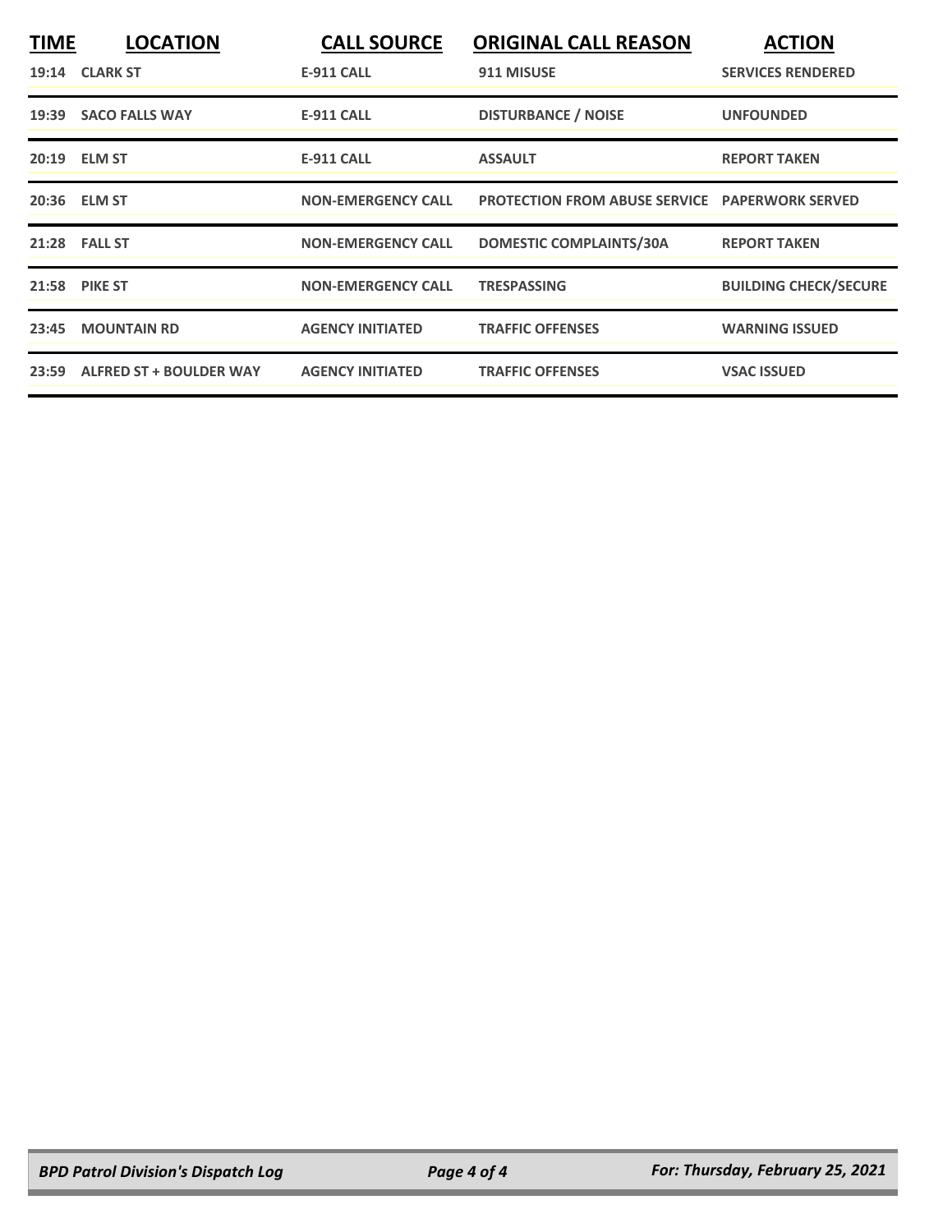| TIME | LOCATION | CALL SOURCE | ORIGINAL CALL REASON | ACTION |
| --- | --- | --- | --- | --- |
| 19:14 | CLARK ST | E-911 CALL | 911 MISUSE | SERVICES RENDERED |
| 19:39 | SACO FALLS WAY | E-911 CALL | DISTURBANCE / NOISE | UNFOUNDED |
| 20:19 | ELM ST | E-911 CALL | ASSAULT | REPORT TAKEN |
| 20:36 | ELM ST | NON-EMERGENCY CALL | PROTECTION FROM ABUSE SERVICE | PAPERWORK SERVED |
| 21:28 | FALL ST | NON-EMERGENCY CALL | DOMESTIC COMPLAINTS/30A | REPORT TAKEN |
| 21:58 | PIKE ST | NON-EMERGENCY CALL | TRESPASSING | BUILDING CHECK/SECURE |
| 23:45 | MOUNTAIN RD | AGENCY INITIATED | TRAFFIC OFFENSES | WARNING ISSUED |
| 23:59 | ALFRED ST + BOULDER WAY | AGENCY INITIATED | TRAFFIC OFFENSES | VSAC ISSUED |